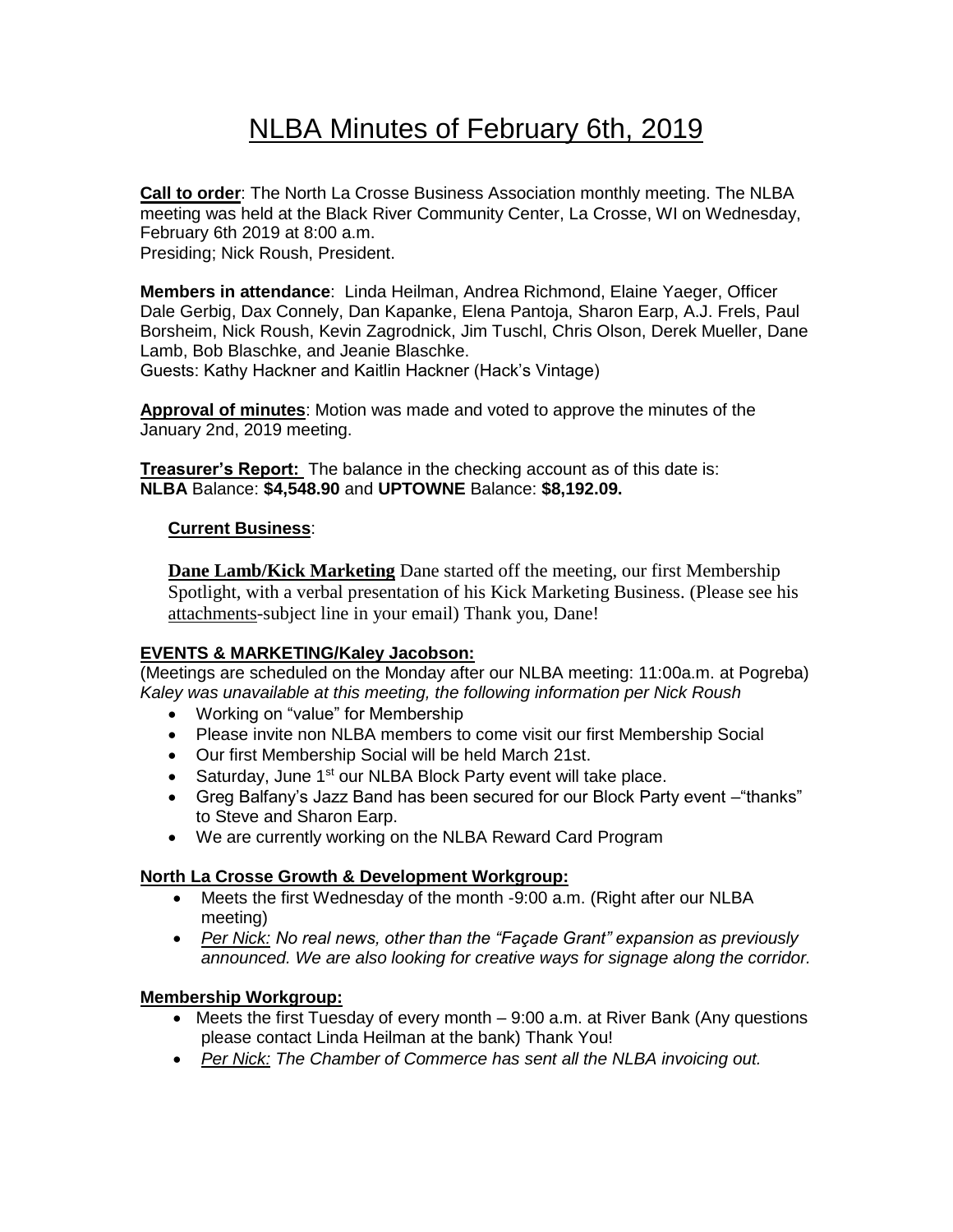# NLBA Minutes of February 6th, 2019

**Call to order**: The North La Crosse Business Association monthly meeting. The NLBA meeting was held at the Black River Community Center, La Crosse, WI on Wednesday, February 6th 2019 at 8:00 a.m.
Presiding; Nick Roush, President.

**Members in attendance**: Linda Heilman, Andrea Richmond, Elaine Yaeger, Officer Dale Gerbig, Dax Connely, Dan Kapanke, Elena Pantoja, Sharon Earp, A.J. Frels, Paul Borsheim, Nick Roush, Kevin Zagrodnick, Jim Tuschl, Chris Olson, Derek Mueller, Dane Lamb, Bob Blaschke, and Jeanie Blaschke.
Guests: Kathy Hackner and Kaitlin Hackner (Hack's Vintage)

**Approval of minutes**: Motion was made and voted to approve the minutes of the January 2nd, 2019 meeting.

**Treasurer's Report:** The balance in the checking account as of this date is:
**NLBA** Balance: **$4,548.90** and **UPTOWNE** Balance: **$8,192.09.**

**Current Business**:

**Dane Lamb/Kick Marketing** Dane started off the meeting, our first Membership Spotlight, with a verbal presentation of his Kick Marketing Business. (Please see his attachments-subject line in your email) Thank you, Dane!

**EVENTS & MARKETING/Kaley Jacobson:**

(Meetings are scheduled on the Monday after our NLBA meeting: 11:00a.m. at Pogreba)
*Kaley was unavailable at this meeting, the following information per Nick Roush*

- Working on "value" for Membership
- Please invite non NLBA members to come visit our first Membership Social
- Our first Membership Social will be held March 21st.
- Saturday, June 1st our NLBA Block Party event will take place.
- Greg Balfany's Jazz Band has been secured for our Block Party event –"thanks" to Steve and Sharon Earp.
- We are currently working on the NLBA Reward Card Program

**North La Crosse Growth & Development Workgroup:**

- Meets the first Wednesday of the month -9:00 a.m. (Right after our NLBA meeting)
- *Per Nick: No real news, other than the "Façade Grant" expansion as previously announced. We are also looking for creative ways for signage along the corridor.*

**Membership Workgroup:**

- Meets the first Tuesday of every month – 9:00 a.m. at River Bank (Any questions please contact Linda Heilman at the bank) Thank You!
- *Per Nick: The Chamber of Commerce has sent all the NLBA invoicing out.*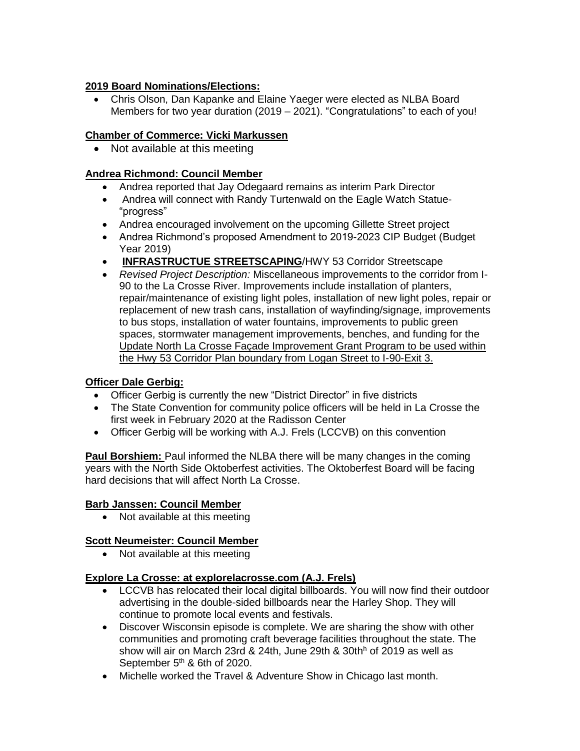**2019 Board Nominations/Elections:**

- Chris Olson, Dan Kapanke and Elaine Yaeger were elected as NLBA Board Members for two year duration (2019 – 2021). "Congratulations" to each of you!

**Chamber of Commerce: Vicki Markussen**

- Not available at this meeting

**Andrea Richmond: Council Member**

- Andrea reported that Jay Odegaard remains as interim Park Director
- Andrea will connect with Randy Turtenwald on the Eagle Watch Statue- "progress"
- Andrea encouraged involvement on the upcoming Gillette Street project
- Andrea Richmond's proposed Amendment to 2019-2023 CIP Budget (Budget Year 2019)
- **INFRASTRUCTUE STREETSCAPING**/HWY 53 Corridor Streetscape
- *Revised Project Description:* Miscellaneous improvements to the corridor from I-90 to the La Crosse River. Improvements include installation of planters, repair/maintenance of existing light poles, installation of new light poles, repair or replacement of new trash cans, installation of wayfinding/signage, improvements to bus stops, installation of water fountains, improvements to public green spaces, stormwater management improvements, benches, and funding for the Update North La Crosse Façade Improvement Grant Program to be used within the Hwy 53 Corridor Plan boundary from Logan Street to I-90-Exit 3.

**Officer Dale Gerbig:**

- Officer Gerbig is currently the new "District Director" in five districts
- The State Convention for community police officers will be held in La Crosse the first week in February 2020 at the Radisson Center
- Officer Gerbig will be working with A.J. Frels (LCCVB) on this convention

**Paul Borshiem:** Paul informed the NLBA there will be many changes in the coming years with the North Side Oktoberfest activities. The Oktoberfest Board will be facing hard decisions that will affect North La Crosse.

**Barb Janssen: Council Member**

- Not available at this meeting

**Scott Neumeister: Council Member**

- Not available at this meeting

**Explore La Crosse: at explorelacrosse.com (A.J. Frels)**

- LCCVB has relocated their local digital billboards. You will now find their outdoor advertising in the double-sided billboards near the Harley Shop. They will continue to promote local events and festivals.
- Discover Wisconsin episode is complete. We are sharing the show with other communities and promoting craft beverage facilities throughout the state. The show will air on March 23rd & 24th, June 29th & 30th[h] of 2019 as well as September 5[th] & 6th of 2020.
- Michelle worked the Travel & Adventure Show in Chicago last month.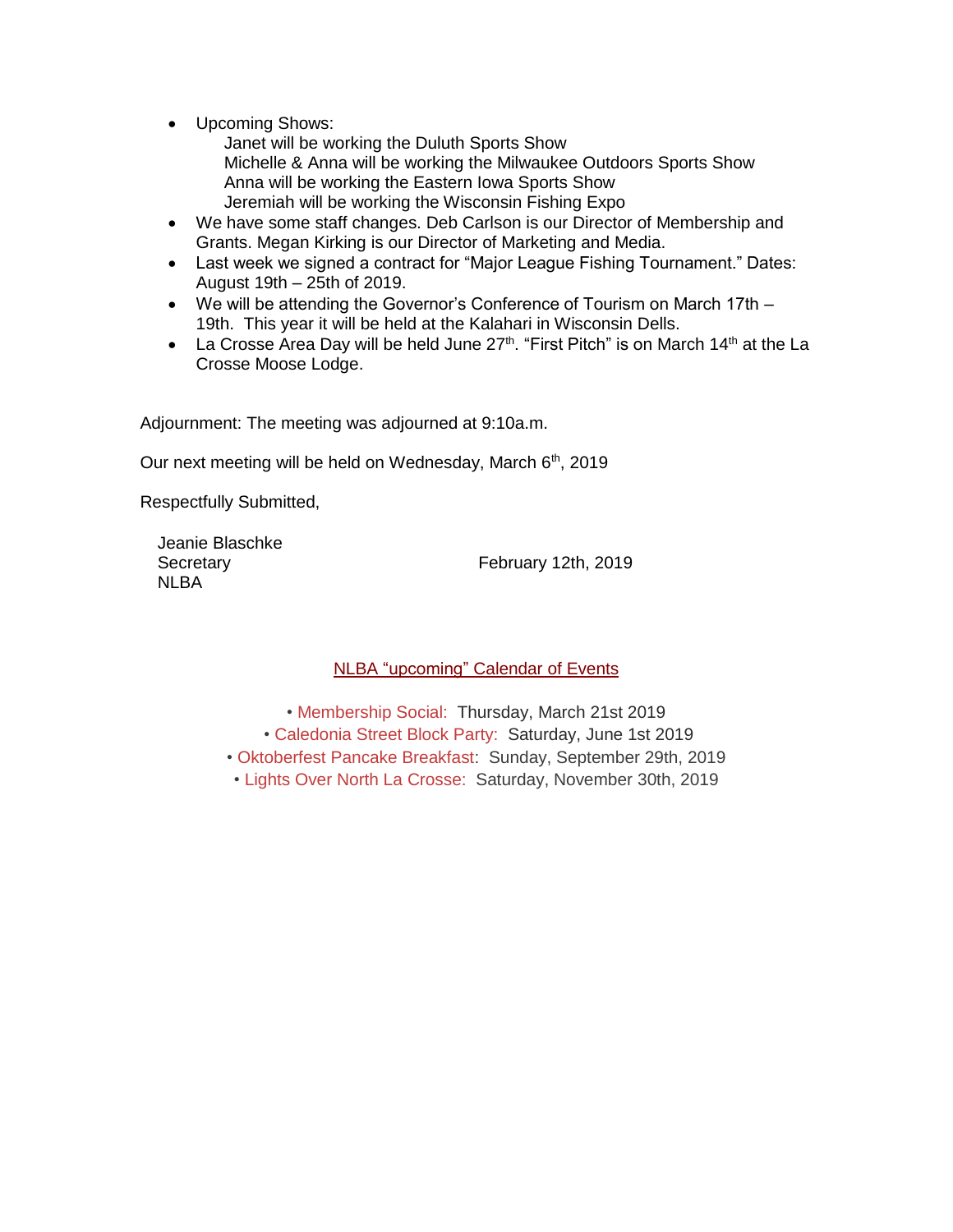- Upcoming Shows:
  - Janet will be working the Duluth Sports Show
  - Michelle & Anna will be working the Milwaukee Outdoors Sports Show
  - Anna will be working the Eastern Iowa Sports Show
  - Jeremiah will be working the Wisconsin Fishing Expo
- We have some staff changes. Deb Carlson is our Director of Membership and Grants. Megan Kirking is our Director of Marketing and Media.
- Last week we signed a contract for "Major League Fishing Tournament." Dates: August 19th – 25th of 2019.
- We will be attending the Governor's Conference of Tourism on March 17th – 19th. This year it will be held at the Kalahari in Wisconsin Dells.
- La Crosse Area Day will be held June 27th. "First Pitch" is on March 14th at the La Crosse Moose Lodge.

Adjournment: The meeting was adjourned at 9:10a.m.

Our next meeting will be held on Wednesday, March 6th, 2019

Respectfully Submitted,

Jeanie Blaschke
Secretary
NLBA

February 12th, 2019

## NLBA "upcoming" Calendar of Events

- Membership Social: Thursday, March 21st 2019
- Caledonia Street Block Party: Saturday, June 1st 2019
- Oktoberfest Pancake Breakfast: Sunday, September 29th, 2019
- Lights Over North La Crosse: Saturday, November 30th, 2019